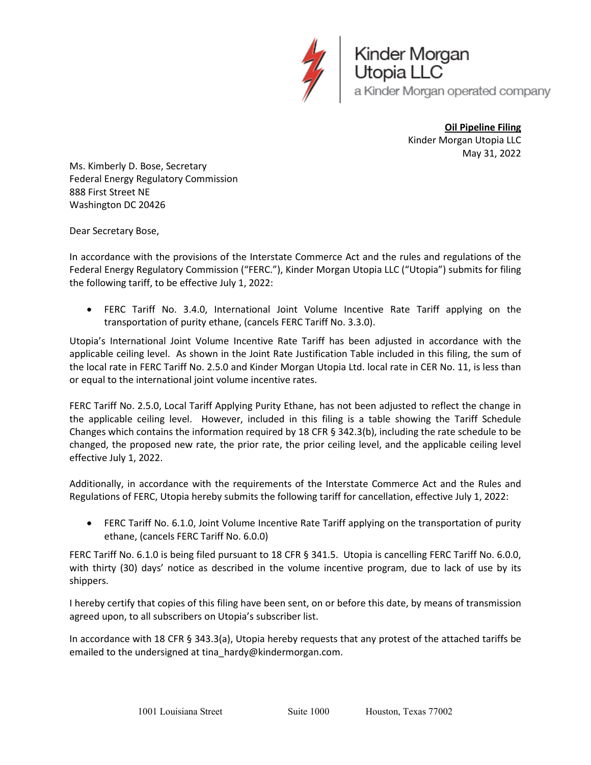Kinder Morgan Utopia LLC
a Kinder Morgan operated company

**Oil Pipeline Filing**
Kinder Morgan Utopia LLC
May 31, 2022

Ms. Kimberly D. Bose, Secretary
Federal Energy Regulatory Commission
888 First Street NE
Washington DC 20426

Dear Secretary Bose,

In accordance with the provisions of the Interstate Commerce Act and the rules and regulations of the Federal Energy Regulatory Commission ("FERC."), Kinder Morgan Utopia LLC ("Utopia") submits for filing the following tariff, to be effective July 1, 2022:

- FERC Tariff No. 3.4.0, International Joint Volume Incentive Rate Tariff applying on the transportation of purity ethane, (cancels FERC Tariff No. 3.3.0).

Utopia's International Joint Volume Incentive Rate Tariff has been adjusted in accordance with the applicable ceiling level. As shown in the Joint Rate Justification Table included in this filing, the sum of the local rate in FERC Tariff No. 2.5.0 and Kinder Morgan Utopia Ltd. local rate in CER No. 11, is less than or equal to the international joint volume incentive rates.

FERC Tariff No. 2.5.0, Local Tariff Applying Purity Ethane, has not been adjusted to reflect the change in the applicable ceiling level. However, included in this filing is a table showing the Tariff Schedule Changes which contains the information required by 18 CFR § 342.3(b), including the rate schedule to be changed, the proposed new rate, the prior rate, the prior ceiling level, and the applicable ceiling level effective July 1, 2022.

Additionally, in accordance with the requirements of the Interstate Commerce Act and the Rules and Regulations of FERC, Utopia hereby submits the following tariff for cancellation, effective July 1, 2022:

- FERC Tariff No. 6.1.0, Joint Volume Incentive Rate Tariff applying on the transportation of purity ethane, (cancels FERC Tariff No. 6.0.0)

FERC Tariff No. 6.1.0 is being filed pursuant to 18 CFR § 341.5. Utopia is cancelling FERC Tariff No. 6.0.0, with thirty (30) days' notice as described in the volume incentive program, due to lack of use by its shippers.

I hereby certify that copies of this filing have been sent, on or before this date, by means of transmission agreed upon, to all subscribers on Utopia's subscriber list.

In accordance with 18 CFR § 343.3(a), Utopia hereby requests that any protest of the attached tariffs be emailed to the undersigned at tina_hardy@kindermorgan.com.

1001 Louisiana Street    Suite 1000    Houston, Texas 77002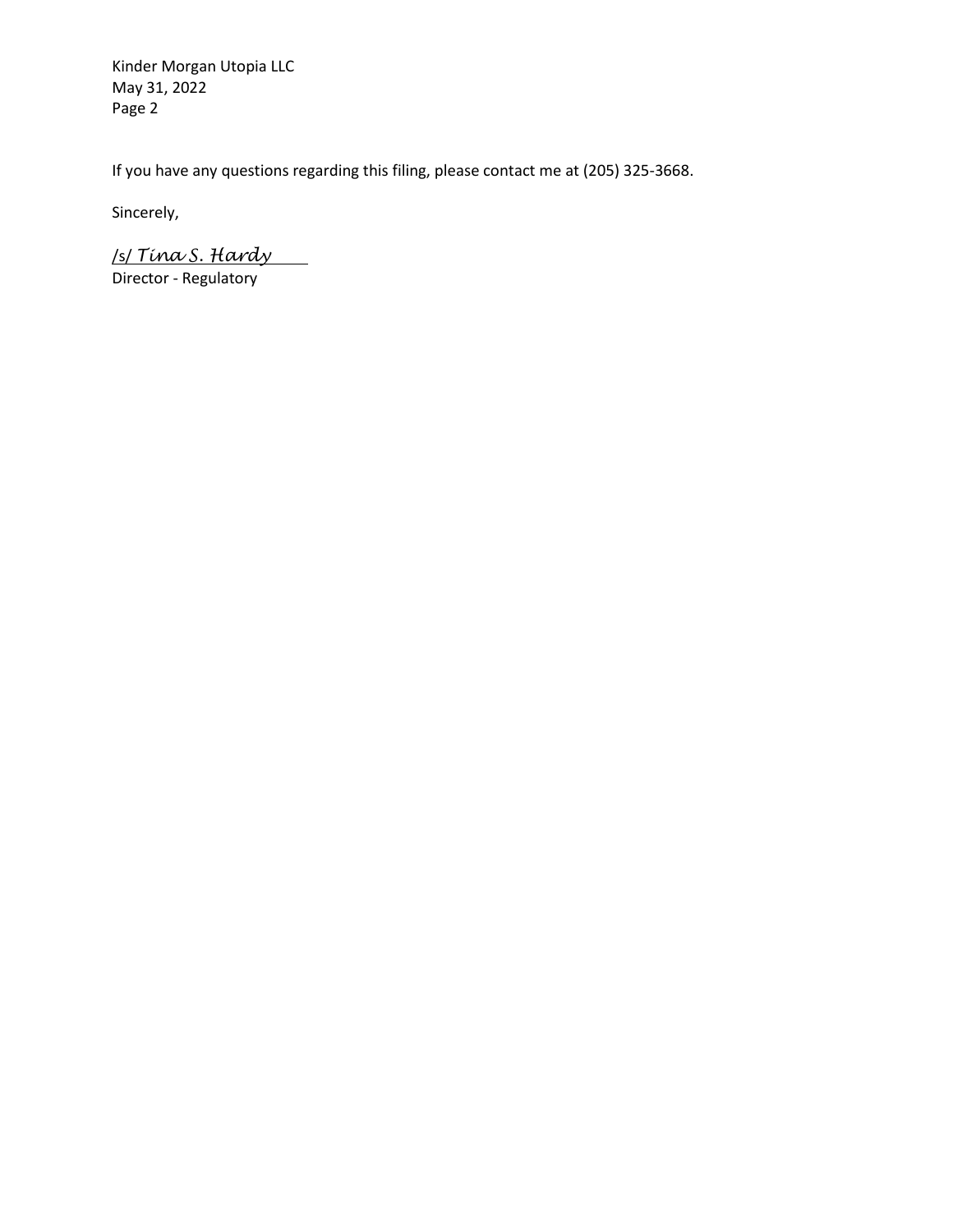If you have any questions regarding this filing, please contact me at (205) 325-3668.

Sincerely,

/s/ *Tina S. Hardy*
Director - Regulatory